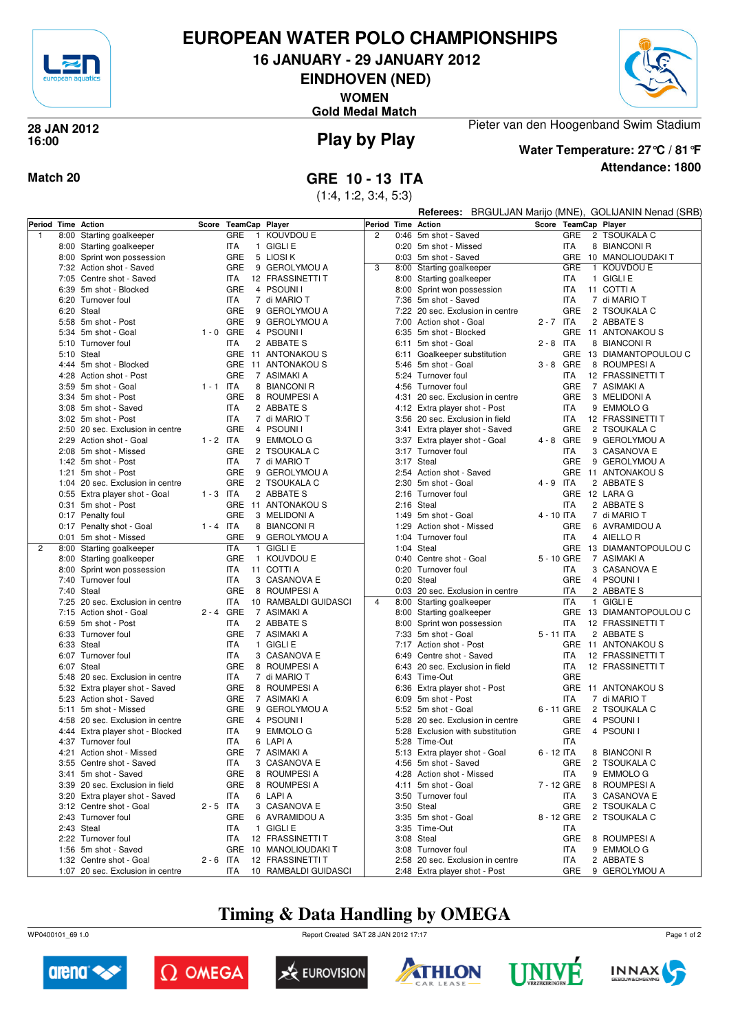# EUROPEAN WATER POLO CHAMPIONSHIPS

## 16 JANUARY - 29 JANUARY 2012

## EINDHOVEN (NED)

### WOMEN

### Gold Medal Match

**28 JAN 2012**
**16:00**

## Play by Play

Pieter van den Hoogenband Swim Stadium

**Water Temperature: 27°C / 81°F**

**Attendance: 1800**

**Match 20**

## GRE 10 - 13 ITA

(1:4, 1:2, 3:4, 5:3)

**Referees:** BRGULJAN Marijo (MNE), GOLIJANIN Nenad (SRB)

| Period | Time | Action | Score | TeamCap | | Player |
|---|---|---|---|---|---|---|
| 1 | 8:00 | Starting goalkeeper | | GRE | 1 | KOUVDOU E |
| | 8:00 | Starting goalkeeper | | ITA | 1 | GIGLI E |
| | 8:00 | Sprint won possession | | GRE | 5 | LIOSI K |
| | 7:32 | Action shot - Saved | | GRE | 9 | GEROLYMOU A |
| | 7:05 | Centre shot - Saved | | ITA | 12 | FRASSINETTI T |
| | 6:39 | 5m shot - Blocked | | GRE | 4 | PSOUNI I |
| | 6:20 | Turnover foul | | ITA | 7 | di MARIO T |
| | 6:20 | Steal | | GRE | 9 | GEROLYMOU A |
| | 5:58 | 5m shot - Post | | GRE | 9 | GEROLYMOU A |
| | 5:34 | 5m shot - Goal | 1 - 0 | GRE | 4 | PSOUNI I |
| | 5:10 | Turnover foul | | ITA | 2 | ABBATE S |
| | 5:10 | Steal | | GRE | 11 | ANTONAKOU S |
| | 4:44 | 5m shot - Blocked | | GRE | 11 | ANTONAKOU S |
| | 4:28 | Action shot - Post | | GRE | 7 | ASIMAKI A |
| | 3:59 | 5m shot - Goal | 1 - 1 | ITA | 8 | BIANCONI R |
| | 3:34 | 5m shot - Post | | GRE | 8 | ROUMPESI A |
| | 3:08 | 5m shot - Saved | | ITA | 2 | ABBATE S |
| | 3:02 | 5m shot - Post | | ITA | 7 | di MARIO T |
| | 2:50 | 20 sec. Exclusion in centre | | GRE | 4 | PSOUNI I |
| | 2:29 | Action shot - Goal | 1 - 2 | ITA | 9 | EMMOLO G |
| | 2:08 | 5m shot - Missed | | GRE | 2 | TSOUKALA C |
| | 1:42 | 5m shot - Post | | ITA | 7 | di MARIO T |
| | 1:21 | 5m shot - Post | | GRE | 9 | GEROLYMOU A |
| | 1:04 | 20 sec. Exclusion in centre | | GRE | 2 | TSOUKALA C |
| | 0:55 | Extra player shot - Goal | 1 - 3 | ITA | 2 | ABBATE S |
| | 0:31 | 5m shot - Post | | GRE | 11 | ANTONAKOU S |
| | 0:17 | Penalty foul | | GRE | 3 | MELIDONI A |
| | 0:17 | Penalty shot - Goal | 1 - 4 | ITA | 8 | BIANCONI R |
| | 0:01 | 5m shot - Missed | | GRE | 9 | GEROLYMOU A |
| 2 | 8:00 | Starting goalkeeper | | ITA | 1 | GIGLI E |
| | 8:00 | Starting goalkeeper | | GRE | 1 | KOUVDOU E |
| | 8:00 | Sprint won possession | | ITA | 11 | COTTI A |
| | 7:40 | Turnover foul | | ITA | 3 | CASANOVA E |
| | 7:40 | Steal | | GRE | 8 | ROUMPESI A |
| | 7:25 | 20 sec. Exclusion in centre | | ITA | 10 | RAMBALDI GUIDASCI |
| | 7:15 | Action shot - Goal | 2 - 4 | GRE | 7 | ASIMAKI A |
| | 6:59 | 5m shot - Post | | ITA | 2 | ABBATE S |
| | 6:33 | Turnover foul | | GRE | 7 | ASIMAKI A |
| | 6:33 | Steal | | ITA | 1 | GIGLI E |
| | 6:07 | Turnover foul | | ITA | 3 | CASANOVA E |
| | 6:07 | Steal | | GRE | 8 | ROUMPESI A |
| | 5:48 | 20 sec. Exclusion in centre | | ITA | 7 | di MARIO T |
| | 5:32 | Extra player shot - Saved | | GRE | 8 | ROUMPESI A |
| | 5:23 | Action shot - Saved | | GRE | 7 | ASIMAKI A |
| | 5:11 | 5m shot - Missed | | GRE | 9 | GEROLYMOU A |
| | 4:58 | 20 sec. Exclusion in centre | | GRE | 4 | PSOUNI I |
| | 4:44 | Extra player shot - Blocked | | ITA | 9 | EMMOLO G |
| | 4:37 | Turnover foul | | ITA | 6 | LAPI A |
| | 4:21 | Action shot - Missed | | GRE | 7 | ASIMAKI A |
| | 3:55 | Centre shot - Saved | | ITA | 3 | CASANOVA E |
| | 3:41 | 5m shot - Saved | | GRE | 8 | ROUMPESI A |
| | 3:39 | 20 sec. Exclusion in field | | GRE | 8 | ROUMPESI A |
| | 3:20 | Extra player shot - Saved | | ITA | 6 | LAPI A |
| | 3:12 | Centre shot - Goal | 2 - 5 | ITA | 3 | CASANOVA E |
| | 2:43 | Turnover foul | | GRE | 6 | AVRAMIDOU A |
| | 2:43 | Steal | | ITA | 1 | GIGLI E |
| | 2:22 | Turnover foul | | ITA | 12 | FRASSINETTI T |
| | 1:56 | 5m shot - Saved | | GRE | 10 | MANOLIOUDAKI T |
| | 1:32 | Centre shot - Goal | 2 - 6 | ITA | 12 | FRASSINETTI T |
| | 1:07 | 20 sec. Exclusion in centre | | ITA | 10 | RAMBALDI GUIDASCI |
| 2 | 0:46 | 5m shot - Saved | | GRE | 2 | TSOUKALA C |
| | 0:20 | 5m shot - Missed | | ITA | 8 | BIANCONI R |
| | 0:03 | 5m shot - Saved | | GRE | 10 | MANOLIOUDAKI T |
| 3 | 8:00 | Starting goalkeeper | | GRE | 1 | KOUVDOU E |
| | 8:00 | Starting goalkeeper | | ITA | 1 | GIGLI E |
| | 8:00 | Sprint won possession | | ITA | 11 | COTTI A |
| | 7:36 | 5m shot - Saved | | ITA | 7 | di MARIO T |
| | 7:22 | 20 sec. Exclusion in centre | | GRE | 2 | TSOUKALA C |
| | 7:00 | Action shot - Goal | 2 - 7 | ITA | 2 | ABBATE S |
| | 6:35 | 5m shot - Blocked | | GRE | 11 | ANTONAKOU S |
| | 6:11 | 5m shot - Goal | 2 - 8 | ITA | 8 | BIANCONI R |
| | 6:11 | Goalkeeper substitution | | GRE | 13 | DIAMANTOPOULOU C |
| | 5:46 | 5m shot - Goal | 3 - 8 | GRE | 8 | ROUMPESI A |
| | 5:24 | Turnover foul | | ITA | 12 | FRASSINETTI T |
| | 4:56 | Turnover foul | | GRE | 7 | ASIMAKI A |
| | 4:31 | 20 sec. Exclusion in centre | | GRE | 3 | MELIDONI A |
| | 4:12 | Extra player shot - Post | | ITA | 9 | EMMOLO G |
| | 3:56 | 20 sec. Exclusion in field | | ITA | 12 | FRASSINETTI T |
| | 3:41 | Extra player shot - Saved | | GRE | 2 | TSOUKALA C |
| | 3:37 | Extra player shot - Goal | 4 - 8 | GRE | 9 | GEROLYMOU A |
| | 3:17 | Turnover foul | | ITA | 3 | CASANOVA E |
| | 3:17 | Steal | | GRE | 9 | GEROLYMOU A |
| | 2:54 | Action shot - Saved | | GRE | 11 | ANTONAKOU S |
| | 2:30 | 5m shot - Goal | 4 - 9 | ITA | 2 | ABBATE S |
| | 2:16 | Turnover foul | | GRE | 12 | LARA G |
| | 2:16 | Steal | | ITA | 2 | ABBATE S |
| | 1:49 | 5m shot - Goal | 4 - 10 | ITA | 7 | di MARIO T |
| | 1:29 | Action shot - Missed | | GRE | 6 | AVRAMIDOU A |
| | 1:04 | Turnover foul | | ITA | 4 | AIELLO R |
| | 1:04 | Steal | | GRE | 13 | DIAMANTOPOULOU C |
| | 0:40 | Centre shot - Goal | 5 - 10 | GRE | 7 | ASIMAKI A |
| | 0:20 | Turnover foul | | ITA | 3 | CASANOVA E |
| | 0:20 | Steal | | GRE | 4 | PSOUNI I |
| | 0:03 | 20 sec. Exclusion in centre | | ITA | 2 | ABBATE S |
| 4 | 8:00 | Starting goalkeeper | | ITA | 1 | GIGLI E |
| | 8:00 | Starting goalkeeper | | GRE | 13 | DIAMANTOPOULOU C |
| | 8:00 | Sprint won possession | | ITA | 12 | FRASSINETTI T |
| | 7:33 | 5m shot - Goal | 5 - 11 | ITA | 2 | ABBATE S |
| | 7:17 | Action shot - Post | | GRE | 11 | ANTONAKOU S |
| | 6:49 | Centre shot - Saved | | ITA | 12 | FRASSINETTI T |
| | 6:43 | 20 sec. Exclusion in field | | ITA | 12 | FRASSINETTI T |
| | 6:43 | Time-Out | | GRE | | |
| | 6:36 | Extra player shot - Post | | GRE | 11 | ANTONAKOU S |
| | 6:09 | 5m shot - Post | | ITA | 7 | di MARIO T |
| | 5:52 | 5m shot - Goal | 6 - 11 | GRE | 2 | TSOUKALA C |
| | 5:28 | 20 sec. Exclusion in centre | | GRE | 4 | PSOUNI I |
| | 5:28 | Exclusion with substitution | | GRE | 4 | PSOUNI I |
| | 5:28 | Time-Out | | ITA | | |
| | 5:13 | Extra player shot - Goal | 6 - 12 | ITA | 8 | BIANCONI R |
| | 4:56 | 5m shot - Saved | | GRE | 2 | TSOUKALA C |
| | 4:28 | Action shot - Missed | | ITA | 9 | EMMOLO G |
| | 4:11 | 5m shot - Goal | 7 - 12 | GRE | 8 | ROUMPESI A |
| | 3:50 | Turnover foul | | ITA | 3 | CASANOVA E |
| | 3:50 | Steal | | GRE | 2 | TSOUKALA C |
| | 3:35 | 5m shot - Goal | 8 - 12 | GRE | 2 | TSOUKALA C |
| | 3:35 | Time-Out | | ITA | | |
| | 3:08 | Steal | | GRE | 8 | ROUMPESI A |
| | 3:08 | Turnover foul | | ITA | 9 | EMMOLO G |
| | 2:58 | 20 sec. Exclusion in centre | | ITA | 2 | ABBATE S |
| | 2:48 | Extra player shot - Post | | GRE | 9 | GEROLYMOU A |

## Timing & Data Handling by OMEGA

WP0400101_69 1.0 — Report Created SAT 28 JAN 2012 17:17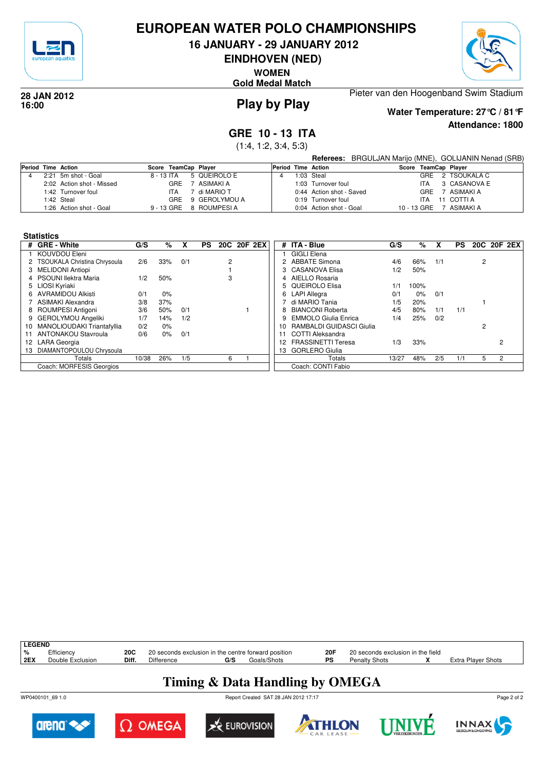# EUROPEAN WATER POLO CHAMPIONSHIPS

**16 JANUARY - 29 JANUARY 2012**

**EINDHOVEN (NED)**

**WOMEN**

**Gold Medal Match**

**28 JAN 2012**
**16:00**

## Play by Play

Pieter van den Hoogenband Swim Stadium

**Water Temperature: 27°C / 81°F**

**Attendance: 1800**

### GRE 10 - 13 ITA

(1:4, 1:2, 3:4, 5:3)

**Referees:** BRGULJAN Marijo (MNE), GOLIJANIN Nenad (SRB)

| Period | Time | Action | Score | TeamCap | Player | Period | Time | Action | Score | TeamCap | Player |
|---|---|---|---|---|---|---|---|---|---|---|---|
| 4 | 2:21 | 5m shot - Goal | 8 - 13 | ITA 5 | QUEIROLO E | 4 | 1:03 | Steal | | GRE 2 | TSOUKALA C |
| | 2:02 | Action shot - Missed | | GRE 7 | ASIMAKI A | | 1:03 | Turnover foul | | ITA 3 | CASANOVA E |
| | 1:42 | Turnover foul | | ITA 7 | di MARIO T | | 0:44 | Action shot - Saved | | GRE 7 | ASIMAKI A |
| | 1:42 | Steal | | GRE 9 | GEROLYMOU A | | 0:19 | Turnover foul | | ITA 11 | COTTI A |
| | 1:26 | Action shot - Goal | 9 - 13 | GRE 8 | ROUMPESI A | | 0:04 | Action shot - Goal | 10 - 13 | GRE 7 | ASIMAKI A |

### Statistics

| # | GRE - White | G/S | % | X | PS | 20C | 20F | 2EX |
|---|---|---|---|---|---|---|---|---|
| 1 | KOUVDOU Eleni | | | | | | | |
| 2 | TSOUKALA Christina Chrysoula | 2/6 | 33% | 0/1 | | 2 | | |
| 3 | MELIDONI Antiopi | | | | | 1 | | |
| 4 | PSOUNI Ilektra Maria | 1/2 | 50% | | | 3 | | |
| 5 | LIOSI Kyriaki | | | | | | | |
| 6 | AVRAMIDOU Alkisti | 0/1 | 0% | | | | | |
| 7 | ASIMAKI Alexandra | 3/8 | 37% | | | | | |
| 8 | ROUMPESI Antigoni | 3/6 | 50% | 0/1 | | | 1 | |
| 9 | GEROLYMOU Angeliki | 1/7 | 14% | 1/2 | | | | |
| 10 | MANOLIOUDAKI Triantafyllia | 0/2 | 0% | | | | | |
| 11 | ANTONAKOU Stavroula | 0/6 | 0% | 0/1 | | | | |
| 12 | LARA Georgia | | | | | | | |
| 13 | DIAMANTOPOULOU Chrysoula | | | | | | | |
| | Totals | 10/38 | 26% | 1/5 | | 6 | 1 | |
| | Coach: MORFESIS Georgios | | | | | | | |

| # | ITA - Blue | G/S | % | X | PS | 20C | 20F | 2EX |
|---|---|---|---|---|---|---|---|---|
| 1 | GIGLI Elena | | | | | | | |
| 2 | ABBATE Simona | 4/6 | 66% | 1/1 | | 2 | | |
| 3 | CASANOVA Elisa | 1/2 | 50% | | | | | |
| 4 | AIELLO Rosaria | | | | | | | |
| 5 | QUEIROLO Elisa | 1/1 | 100% | | | | | |
| 6 | LAPI Allegra | 0/1 | 0% | 0/1 | | | | |
| 7 | di MARIO Tania | 1/5 | 20% | | | 1 | | |
| 8 | BIANCONI Roberta | 4/5 | 80% | 1/1 | 1/1 | | | |
| 9 | EMMOLO Giulia Enrica | 1/4 | 25% | 0/2 | | | | |
| 10 | RAMBALDI GUIDASCI Giulia | | | | | 2 | | |
| 11 | COTTI Aleksandra | | | | | | | |
| 12 | FRASSINETTI Teresa | 1/3 | 33% | | | | 2 | |
| 13 | GORLERO Giulia | | | | | | | |
| | Totals | 13/27 | 48% | 2/5 | 1/1 | 5 | 2 | |
| | Coach: CONTI Fabio | | | | | | | |

**LEGEND**

| | | | | | | | |
|---|---|---|---|---|---|---|---|
| % | Efficiency | 20C | 20 seconds exclusion in the centre forward position | | 20F | 20 seconds exclusion in the field | |
| 2EX | Double Exclusion | Diff. | Difference | G/S Goals/Shots | PS | Penalty Shots | X Extra Player Shots |

## Timing & Data Handling by OMEGA

WP0400101_69 1.0 Report Created SAT 28 JAN 2012 17:17